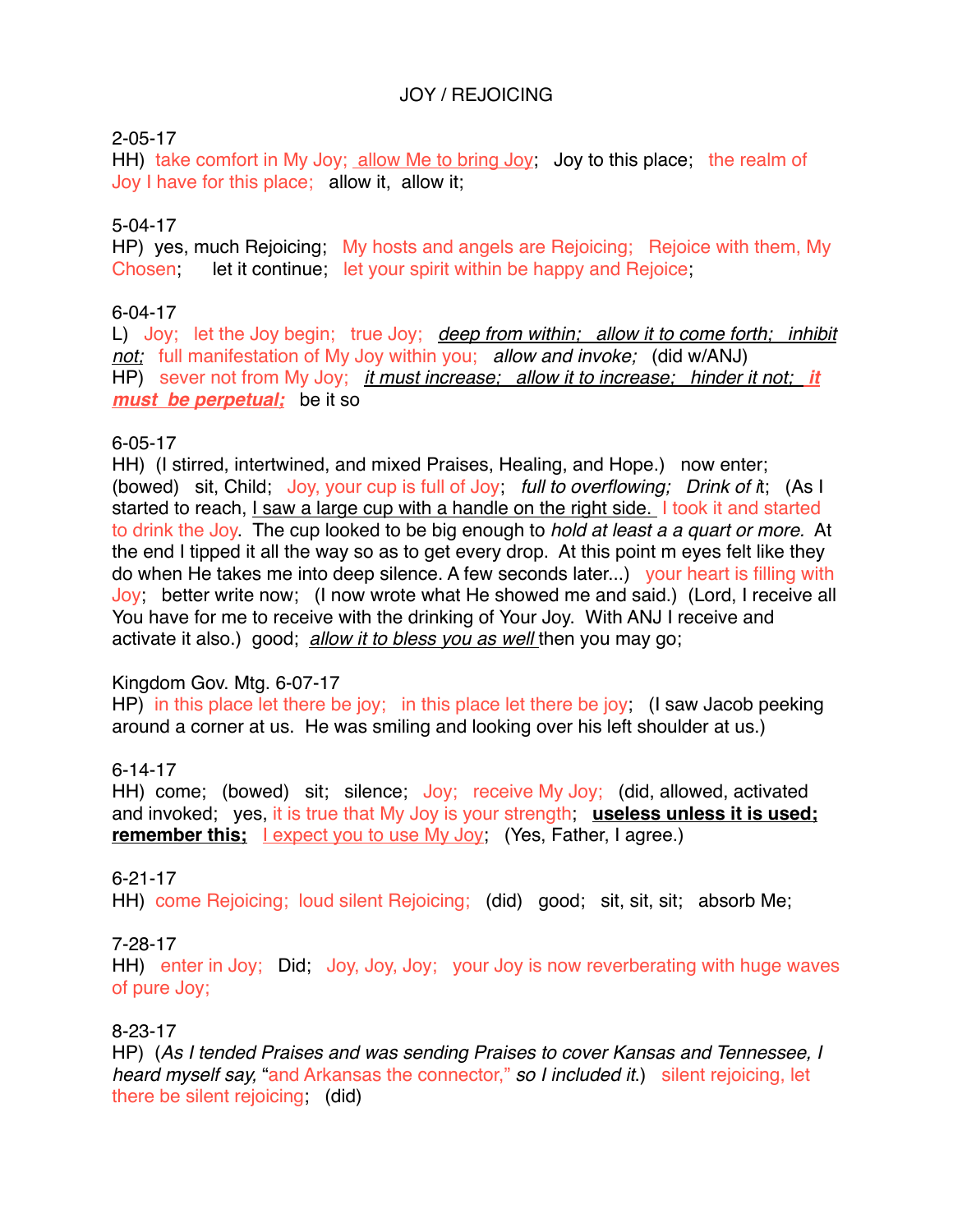# JOY / REJOICING

2-05-17

HH) take comfort in My Joy; allow Me to bring Joy; Joy to this place; the realm of Joy I have for this place; allow it, allow it;

5-04-17

HP) yes, much Rejoicing; My hosts and angels are Rejoicing; Rejoice with them, My Chosen; let it continue; let your spirit within be happy and Rejoice;

6-04-17

L) Joy; let the Joy begin; true Joy; *deep from within; allow it to come forth; inhibit not;* full manifestation of My Joy within you; *allow and invoke;* (did w/ANJ)

HP) sever not from My Joy; *it must increase; allow it to increase; hinder it not;* ***it must be perpetual;*** be it so

6-05-17

HH) (I stirred, intertwined, and mixed Praises, Healing, and Hope.) now enter; (bowed) sit, Child; Joy, your cup is full of Joy; *full to overflowing; Drink of it*; (As I started to reach, I saw a large cup with a handle on the right side. I took it and started to drink the Joy. The cup looked to be big enough to *hold at least a a quart or more.* At the end I tipped it all the way so as to get every drop. At this point m eyes felt like they do when He takes me into deep silence. A few seconds later...) your heart is filling with Joy; better write now; (I now wrote what He showed me and said.) (Lord, I receive all You have for me to receive with the drinking of Your Joy. With ANJ I receive and activate it also.) good; *allow it to bless you as well* then you may go;

Kingdom Gov. Mtg. 6-07-17

HP) in this place let there be joy; in this place let there be joy; (I saw Jacob peeking around a corner at us. He was smiling and looking over his left shoulder at us.)

6-14-17

HH) come; (bowed) sit; silence; Joy; receive My Joy; (did, allowed, activated and invoked; yes, it is true that My Joy is your strength; **useless unless it is used; remember this;** I expect you to use My Joy; (Yes, Father, I agree.)

6-21-17

HH) come Rejoicing; loud silent Rejoicing; (did) good; sit, sit, sit; absorb Me;

7-28-17

HH) enter in Joy; Did; Joy, Joy, Joy; your Joy is now reverberating with huge waves of pure Joy;

8-23-17

HP) (*As I tended Praises and was sending Praises to cover Kansas and Tennessee, I heard myself say,* "and Arkansas the connector," *so I included it.*) silent rejoicing, let there be silent rejoicing; (did)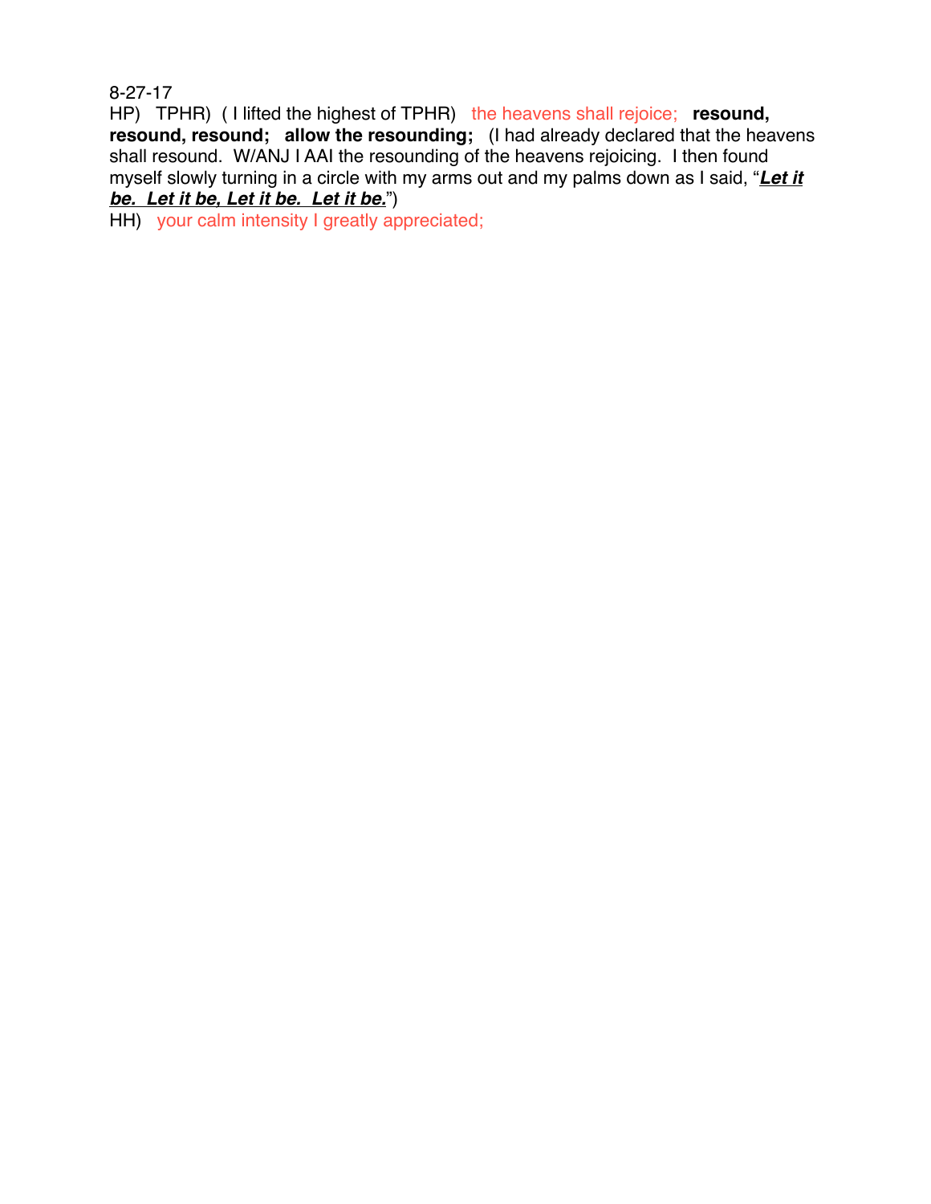8-27-17

HP)   TPHR)  ( I lifted the highest of TPHR)   the heavens shall rejoice;   **resound, resound, resound;   allow the resounding;**   (I had already declared that the heavens shall resound.  W/ANJ I AAI the resounding of the heavens rejoicing.  I then found myself slowly turning in a circle with my arms out and my palms down as I said, "***Let it be.  Let it be, Let it be.  Let it be.***")

HH)   your calm intensity I greatly appreciated;